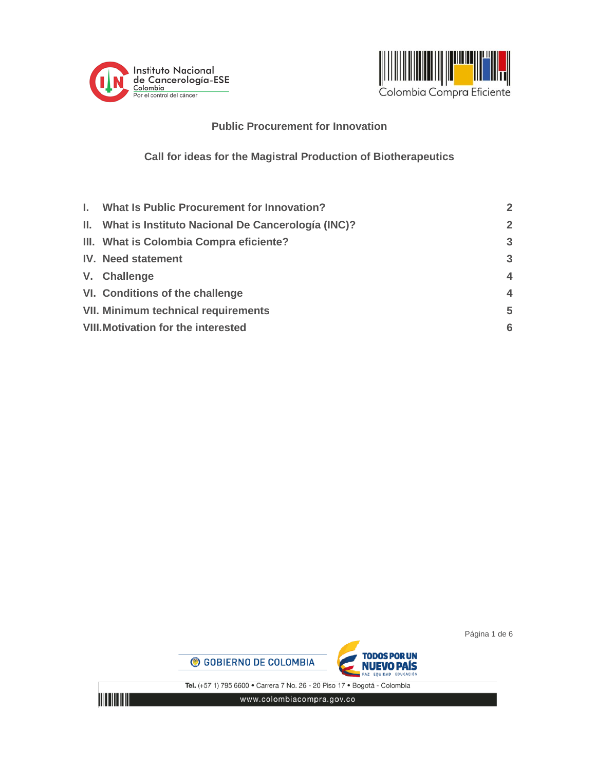## Public Procurement for Innovation

## Call for ideas for the Magistral Production of Biotherapeutics

| | | |
|---|---|---|
| I. | What Is Public Procurement for Innovation? | 2 |
| II. | What is Instituto Nacional De Cancerología (INC)? | 2 |
| III. | What is Colombia Compra eficiente? | 3 |
| IV. | Need statement | 3 |
| V. | Challenge | 4 |
| VI. | Conditions of the challenge | 4 |
| VII. | Minimum technical requirements | 5 |
| VIII. | Motivation for the interested | 6 |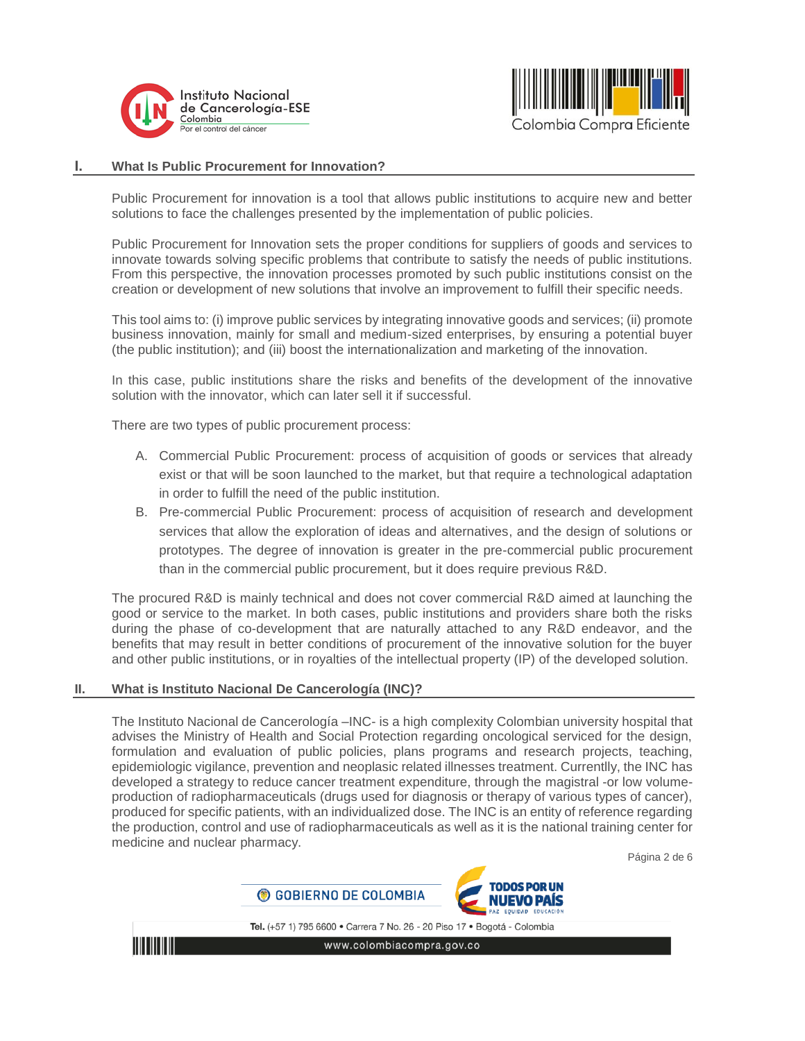## I. What Is Public Procurement for Innovation?

Public Procurement for innovation is a tool that allows public institutions to acquire new and better solutions to face the challenges presented by the implementation of public policies.

Public Procurement for Innovation sets the proper conditions for suppliers of goods and services to innovate towards solving specific problems that contribute to satisfy the needs of public institutions. From this perspective, the innovation processes promoted by such public institutions consist on the creation or development of new solutions that involve an improvement to fulfill their specific needs.

This tool aims to: (i) improve public services by integrating innovative goods and services; (ii) promote business innovation, mainly for small and medium-sized enterprises, by ensuring a potential buyer (the public institution); and (iii) boost the internationalization and marketing of the innovation.

In this case, public institutions share the risks and benefits of the development of the innovative solution with the innovator, which can later sell it if successful.

There are two types of public procurement process:

A. Commercial Public Procurement: process of acquisition of goods or services that already exist or that will be soon launched to the market, but that require a technological adaptation in order to fulfill the need of the public institution.
B. Pre-commercial Public Procurement: process of acquisition of research and development services that allow the exploration of ideas and alternatives, and the design of solutions or prototypes. The degree of innovation is greater in the pre-commercial public procurement than in the commercial public procurement, but it does require previous R&D.

The procured R&D is mainly technical and does not cover commercial R&D aimed at launching the good or service to the market. In both cases, public institutions and providers share both the risks during the phase of co-development that are naturally attached to any R&D endeavor, and the benefits that may result in better conditions of procurement of the innovative solution for the buyer and other public institutions, or in royalties of the intellectual property (IP) of the developed solution.

## II. What is Instituto Nacional De Cancerología (INC)?

The Instituto Nacional de Cancerología –INC- is a high complexity Colombian university hospital that advises the Ministry of Health and Social Protection regarding oncological serviced for the design, formulation and evaluation of public policies, plans programs and research projects, teaching, epidemiologic vigilance, prevention and neoplasic related illnesses treatment. Currentlly, the INC has developed a strategy to reduce cancer treatment expenditure, through the magistral -or low volume- production of radiopharmaceuticals (drugs used for diagnosis or therapy of various types of cancer), produced for specific patients, with an individualized dose. The INC is an entity of reference regarding the production, control and use of radiopharmaceuticals as well as it is the national training center for medicine and nuclear pharmacy.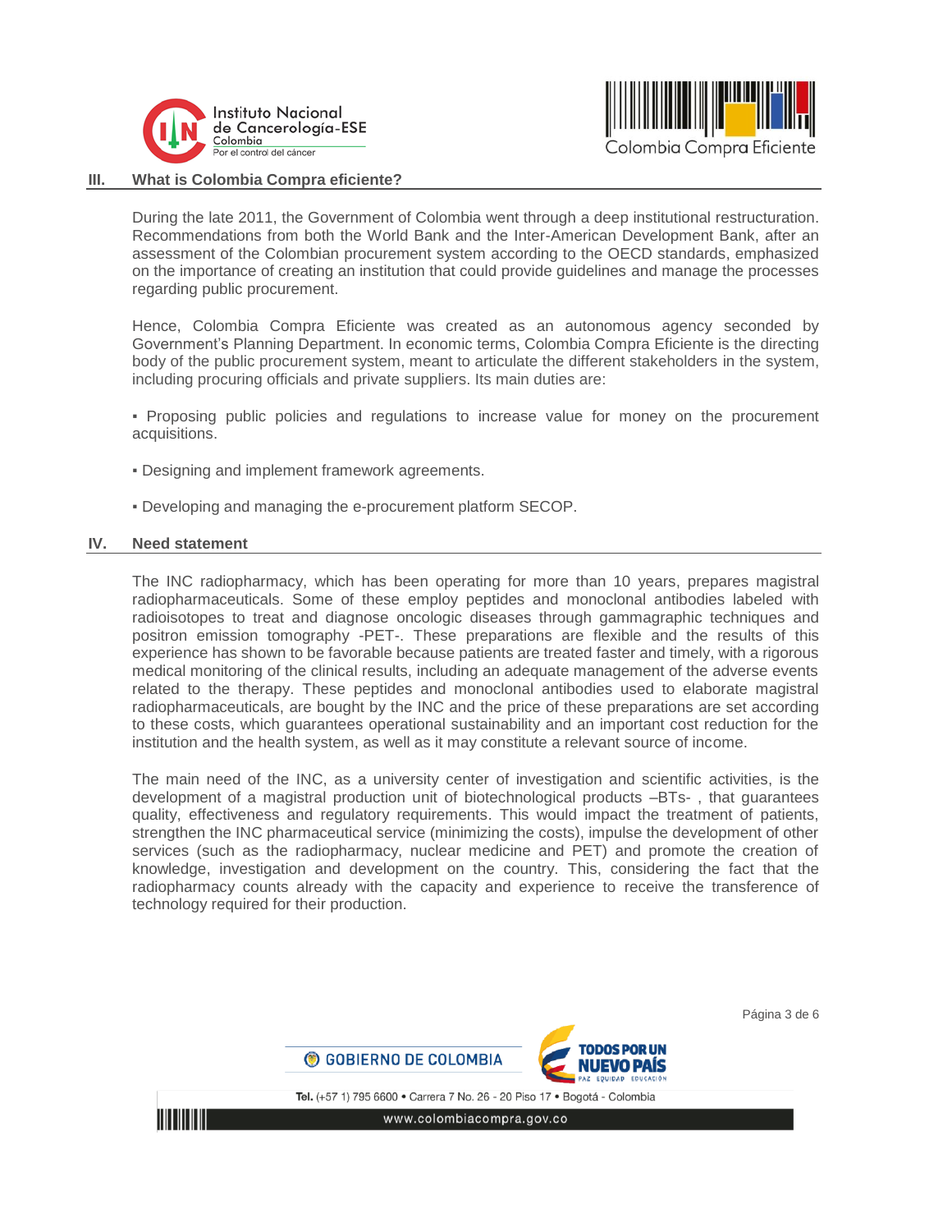## III. What is Colombia Compra eficiente?

During the late 2011, the Government of Colombia went through a deep institutional restructuration. Recommendations from both the World Bank and the Inter-American Development Bank, after an assessment of the Colombian procurement system according to the OECD standards, emphasized on the importance of creating an institution that could provide guidelines and manage the processes regarding public procurement.

Hence, Colombia Compra Eficiente was created as an autonomous agency seconded by Government's Planning Department. In economic terms, Colombia Compra Eficiente is the directing body of the public procurement system, meant to articulate the different stakeholders in the system, including procuring officials and private suppliers. Its main duties are:

- Proposing public policies and regulations to increase value for money on the procurement acquisitions.
- Designing and implement framework agreements.
- Developing and managing the e-procurement platform SECOP.

## IV. Need statement

The INC radiopharmacy, which has been operating for more than 10 years, prepares magistral radiopharmaceuticals. Some of these employ peptides and monoclonal antibodies labeled with radioisotopes to treat and diagnose oncologic diseases through gammagraphic techniques and positron emission tomography -PET-. These preparations are flexible and the results of this experience has shown to be favorable because patients are treated faster and timely, with a rigorous medical monitoring of the clinical results, including an adequate management of the adverse events related to the therapy. These peptides and monoclonal antibodies used to elaborate magistral radiopharmaceuticals, are bought by the INC and the price of these preparations are set according to these costs, which guarantees operational sustainability and an important cost reduction for the institution and the health system, as well as it may constitute a relevant source of income.

The main need of the INC, as a university center of investigation and scientific activities, is the development of a magistral production unit of biotechnological products –BTs- , that guarantees quality, effectiveness and regulatory requirements. This would impact the treatment of patients, strengthen the INC pharmaceutical service (minimizing the costs), impulse the development of other services (such as the radiopharmacy, nuclear medicine and PET) and promote the creation of knowledge, investigation and development on the country. This, considering the fact that the radiopharmacy counts already with the capacity and experience to receive the transference of technology required for their production.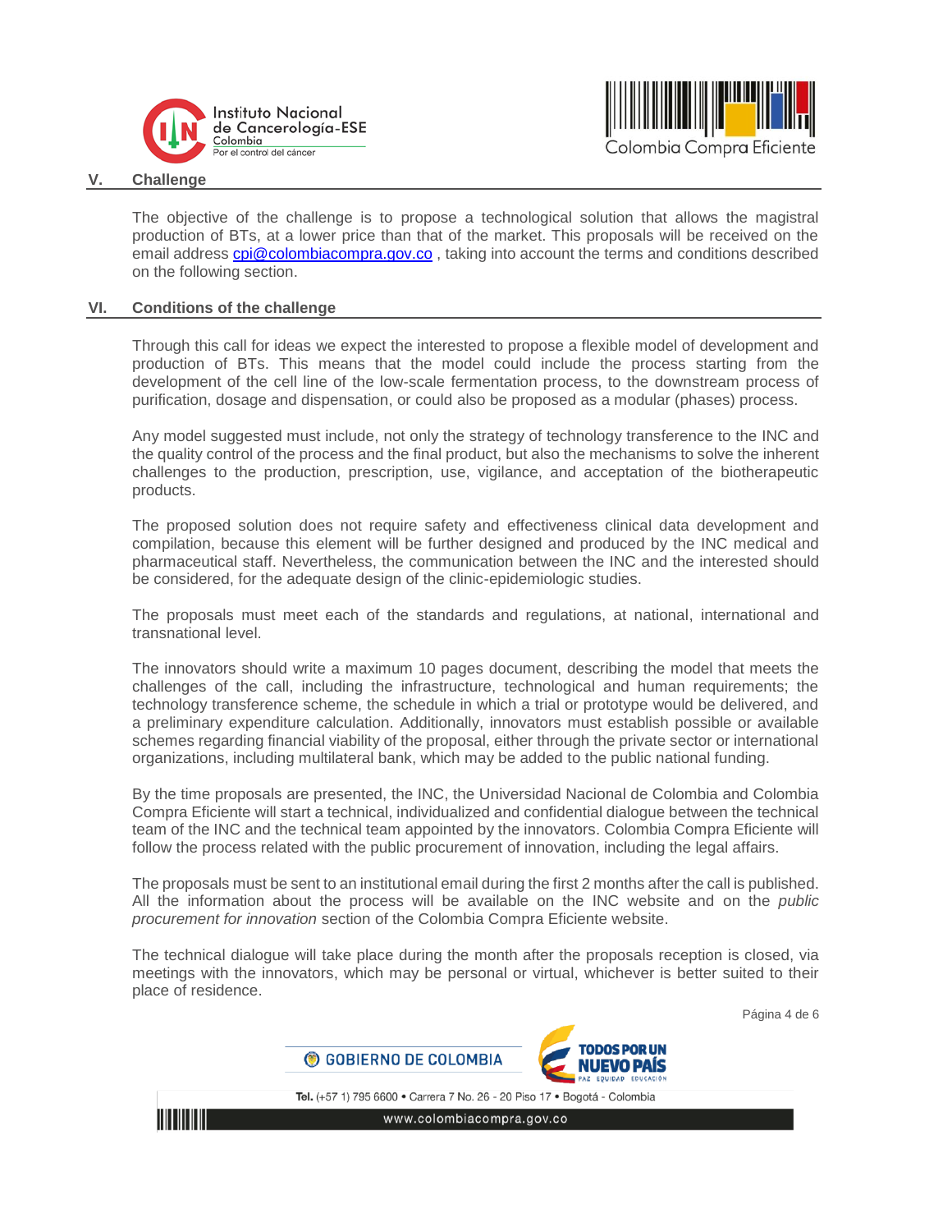## V. Challenge

The objective of the challenge is to propose a technological solution that allows the magistral production of BTs, at a lower price than that of the market. This proposals will be received on the email address [cpi@colombiacompra.gov.co](mailto:cpi@colombiacompra.gov.co) , taking into account the terms and conditions described on the following section.

## VI. Conditions of the challenge

Through this call for ideas we expect the interested to propose a flexible model of development and production of BTs. This means that the model could include the process starting from the development of the cell line of the low-scale fermentation process, to the downstream process of purification, dosage and dispensation, or could also be proposed as a modular (phases) process.

Any model suggested must include, not only the strategy of technology transference to the INC and the quality control of the process and the final product, but also the mechanisms to solve the inherent challenges to the production, prescription, use, vigilance, and acceptation of the biotherapeutic products.

The proposed solution does not require safety and effectiveness clinical data development and compilation, because this element will be further designed and produced by the INC medical and pharmaceutical staff. Nevertheless, the communication between the INC and the interested should be considered, for the adequate design of the clinic-epidemiologic studies.

The proposals must meet each of the standards and regulations, at national, international and transnational level.

The innovators should write a maximum 10 pages document, describing the model that meets the challenges of the call, including the infrastructure, technological and human requirements; the technology transference scheme, the schedule in which a trial or prototype would be delivered, and a preliminary expenditure calculation. Additionally, innovators must establish possible or available schemes regarding financial viability of the proposal, either through the private sector or international organizations, including multilateral bank, which may be added to the public national funding.

By the time proposals are presented, the INC, the Universidad Nacional de Colombia and Colombia Compra Eficiente will start a technical, individualized and confidential dialogue between the technical team of the INC and the technical team appointed by the innovators. Colombia Compra Eficiente will follow the process related with the public procurement of innovation, including the legal affairs.

The proposals must be sent to an institutional email during the first 2 months after the call is published. All the information about the process will be available on the INC website and on the *public procurement for innovation* section of the Colombia Compra Eficiente website.

The technical dialogue will take place during the month after the proposals reception is closed, via meetings with the innovators, which may be personal or virtual, whichever is better suited to their place of residence.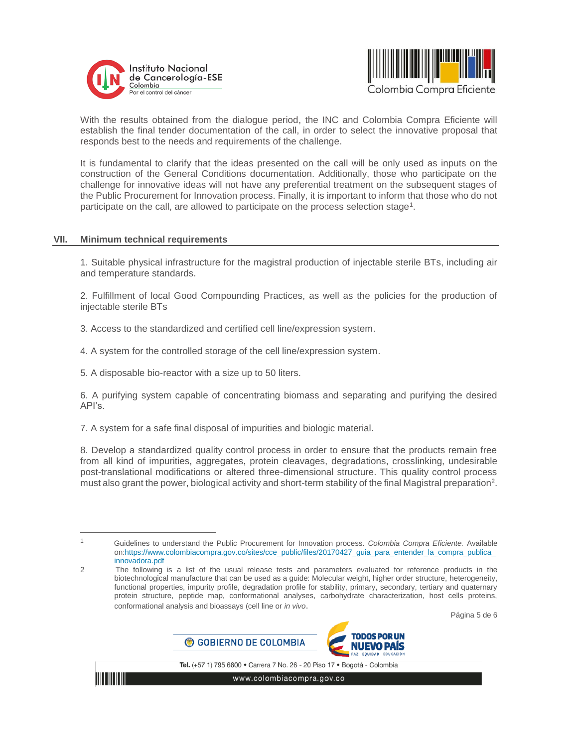With the results obtained from the dialogue period, the INC and Colombia Compra Eficiente will establish the final tender documentation of the call, in order to select the innovative proposal that responds best to the needs and requirements of the challenge.

It is fundamental to clarify that the ideas presented on the call will be only used as inputs on the construction of the General Conditions documentation. Additionally, those who participate on the challenge for innovative ideas will not have any preferential treatment on the subsequent stages of the Public Procurement for Innovation process. Finally, it is important to inform that those who do not participate on the call, are allowed to participate on the process selection stage[1].

## VII. Minimum technical requirements

1. Suitable physical infrastructure for the magistral production of injectable sterile BTs, including air and temperature standards.

2. Fulfillment of local Good Compounding Practices, as well as the policies for the production of injectable sterile BTs

3. Access to the standardized and certified cell line/expression system.

4. A system for the controlled storage of the cell line/expression system.

5. A disposable bio-reactor with a size up to 50 liters.

6. A purifying system capable of concentrating biomass and separating and purifying the desired API's.

7. A system for a safe final disposal of impurities and biologic material.

8. Develop a standardized quality control process in order to ensure that the products remain free from all kind of impurities, aggregates, protein cleavages, degradations, crosslinking, undesirable post-translational modifications or altered three-dimensional structure. This quality control process must also grant the power, biological activity and short-term stability of the final Magistral preparation[2].

---

[1] Guidelines to understand the Public Procurement for Innovation process. *Colombia Compra Eficiente.* Available on:https://www.colombiacompra.gov.co/sites/cce_public/files/20170427_guia_para_entender_la_compra_publica_innovadora.pdf

[2] The following is a list of the usual release tests and parameters evaluated for reference products in the biotechnological manufacture that can be used as a guide: Molecular weight, higher order structure, heterogeneity, functional properties, impurity profile, degradation profile for stability, primary, secondary, tertiary and quaternary protein structure, peptide map, conformational analyses, carbohydrate characterization, host cells proteins, conformational analysis and bioassays (cell line or *in vivo*.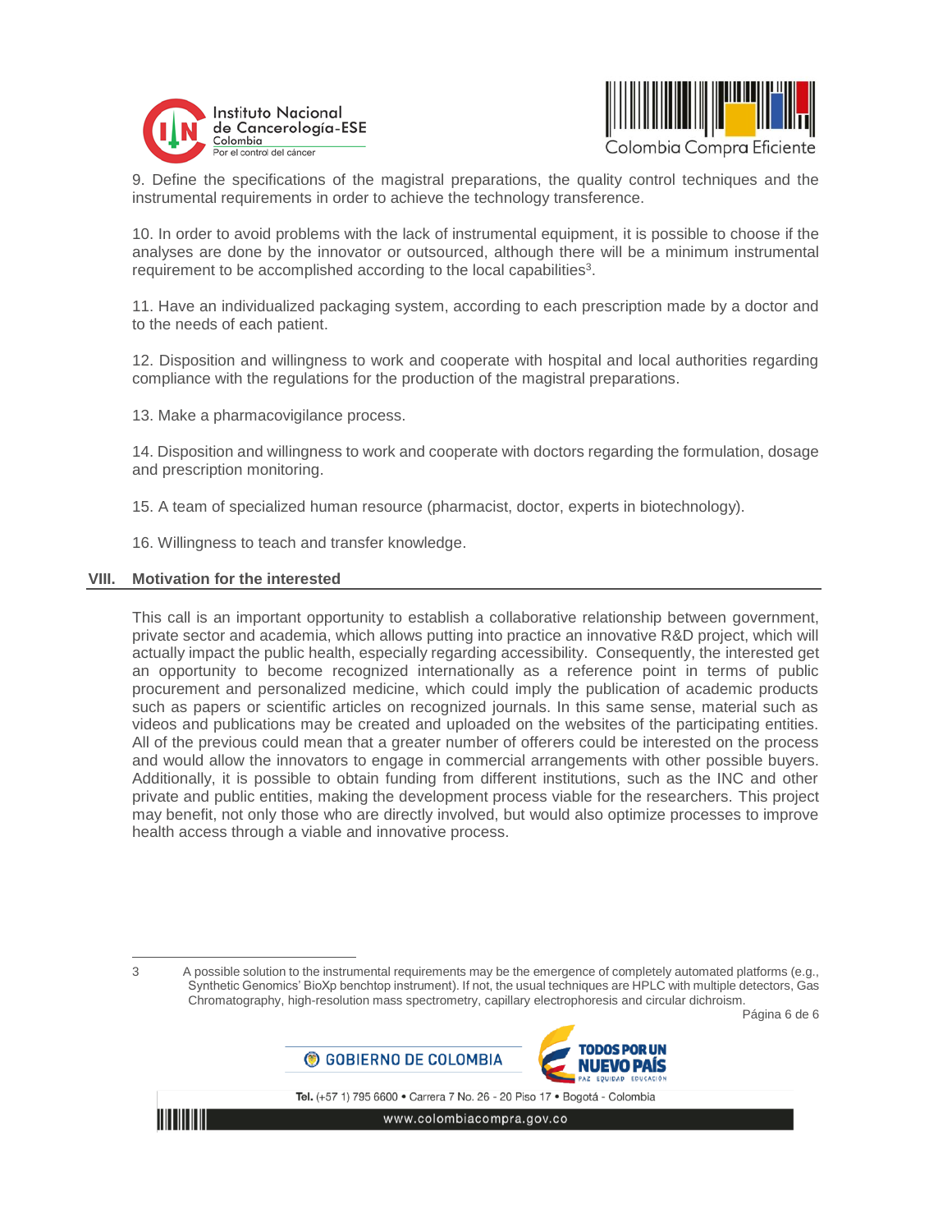9. Define the specifications of the magistral preparations, the quality control techniques and the instrumental requirements in order to achieve the technology transference.

10. In order to avoid problems with the lack of instrumental equipment, it is possible to choose if the analyses are done by the innovator or outsourced, although there will be a minimum instrumental requirement to be accomplished according to the local capabilities[3].

11. Have an individualized packaging system, according to each prescription made by a doctor and to the needs of each patient.

12. Disposition and willingness to work and cooperate with hospital and local authorities regarding compliance with the regulations for the production of the magistral preparations.

13. Make a pharmacovigilance process.

14. Disposition and willingness to work and cooperate with doctors regarding the formulation, dosage and prescription monitoring.

15. A team of specialized human resource (pharmacist, doctor, experts in biotechnology).

16. Willingness to teach and transfer knowledge.

## VIII. Motivation for the interested

This call is an important opportunity to establish a collaborative relationship between government, private sector and academia, which allows putting into practice an innovative R&D project, which will actually impact the public health, especially regarding accessibility. Consequently, the interested get an opportunity to become recognized internationally as a reference point in terms of public procurement and personalized medicine, which could imply the publication of academic products such as papers or scientific articles on recognized journals. In this same sense, material such as videos and publications may be created and uploaded on the websites of the participating entities. All of the previous could mean that a greater number of offerers could be interested on the process and would allow the innovators to engage in commercial arrangements with other possible buyers. Additionally, it is possible to obtain funding from different institutions, such as the INC and other private and public entities, making the development process viable for the researchers. This project may benefit, not only those who are directly involved, but would also optimize processes to improve health access through a viable and innovative process.

---

[3] A possible solution to the instrumental requirements may be the emergence of completely automated platforms (e.g., Synthetic Genomics' BioXp benchtop instrument). If not, the usual techniques are HPLC with multiple detectors, Gas Chromatography, high-resolution mass spectrometry, capillary electrophoresis and circular dichroism.